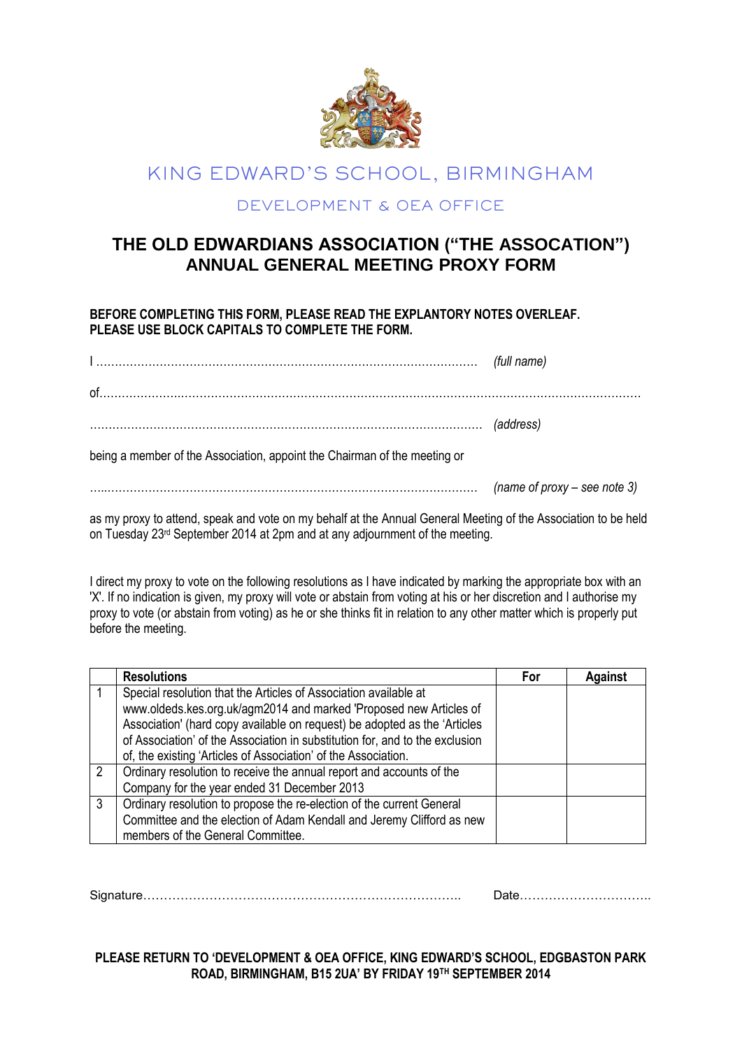KING EDWARD'S SCHOOL, BIRMINGHAM

DEVELOPMENT & OEA OFFICE

# THE OLD EDWARDIANS ASSOCIATION ("THE ASSOCATION") ANNUAL GENERAL MEETING PROXY FORM

**BEFORE COMPLETING THIS FORM, PLEASE READ THE EXPLANTORY NOTES OVERLEAF.**
**PLEASE USE BLOCK CAPITALS TO COMPLETE THE FORM.**

I ………………………………………………………………………………………… *(full name)*

of…………………………………………………………………………………………………………………………………

…………………………………………………………………………………………… *(address)*

being a member of the Association, appoint the Chairman of the meeting or

…..………………………………………………………………………………………… *(name of proxy – see note 3)*

as my proxy to attend, speak and vote on my behalf at the Annual General Meeting of the Association to be held on Tuesday 23rd September 2014 at 2pm and at any adjournment of the meeting.

I direct my proxy to vote on the following resolutions as I have indicated by marking the appropriate box with an 'X'. If no indication is given, my proxy will vote or abstain from voting at his or her discretion and I authorise my proxy to vote (or abstain from voting) as he or she thinks fit in relation to any other matter which is properly put before the meeting.

| | Resolutions | For | Against |
|---|---|---|---|
| 1 | Special resolution that the Articles of Association available at www.oldeds.kes.org.uk/agm2014 and marked 'Proposed new Articles of Association' (hard copy available on request) be adopted as the 'Articles of Association' of the Association in substitution for, and to the exclusion of, the existing 'Articles of Association' of the Association. | | |
| 2 | Ordinary resolution to receive the annual report and accounts of the Company for the year ended 31 December 2013 | | |
| 3 | Ordinary resolution to propose the re-election of the current General Committee and the election of Adam Kendall and Jeremy Clifford as new members of the General Committee. | | |

Signature………………………………………………………………….. Date…………………………..

**PLEASE RETURN TO 'DEVELOPMENT & OEA OFFICE, KING EDWARD'S SCHOOL, EDGBASTON PARK ROAD, BIRMINGHAM, B15 2UA' BY FRIDAY 19TH SEPTEMBER 2014**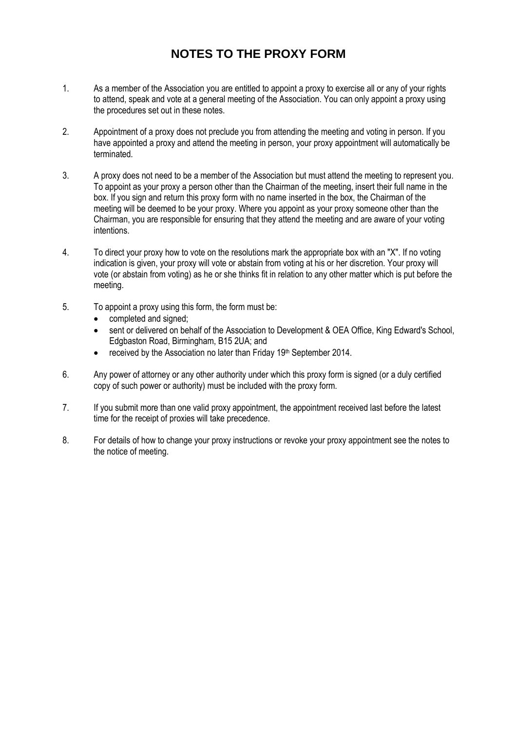# NOTES TO THE PROXY FORM

1. As a member of the Association you are entitled to appoint a proxy to exercise all or any of your rights to attend, speak and vote at a general meeting of the Association. You can only appoint a proxy using the procedures set out in these notes.

2. Appointment of a proxy does not preclude you from attending the meeting and voting in person. If you have appointed a proxy and attend the meeting in person, your proxy appointment will automatically be terminated.

3. A proxy does not need to be a member of the Association but must attend the meeting to represent you. To appoint as your proxy a person other than the Chairman of the meeting, insert their full name in the box. If you sign and return this proxy form with no name inserted in the box, the Chairman of the meeting will be deemed to be your proxy. Where you appoint as your proxy someone other than the Chairman, you are responsible for ensuring that they attend the meeting and are aware of your voting intentions.

4. To direct your proxy how to vote on the resolutions mark the appropriate box with an "X". If no voting indication is given, your proxy will vote or abstain from voting at his or her discretion. Your proxy will vote (or abstain from voting) as he or she thinks fit in relation to any other matter which is put before the meeting.

5. To appoint a proxy using this form, the form must be:
   - completed and signed;
   - sent or delivered on behalf of the Association to Development & OEA Office, King Edward's School, Edgbaston Road, Birmingham, B15 2UA; and
   - received by the Association no later than Friday 19th September 2014.

6. Any power of attorney or any other authority under which this proxy form is signed (or a duly certified copy of such power or authority) must be included with the proxy form.

7. If you submit more than one valid proxy appointment, the appointment received last before the latest time for the receipt of proxies will take precedence.

8. For details of how to change your proxy instructions or revoke your proxy appointment see the notes to the notice of meeting.